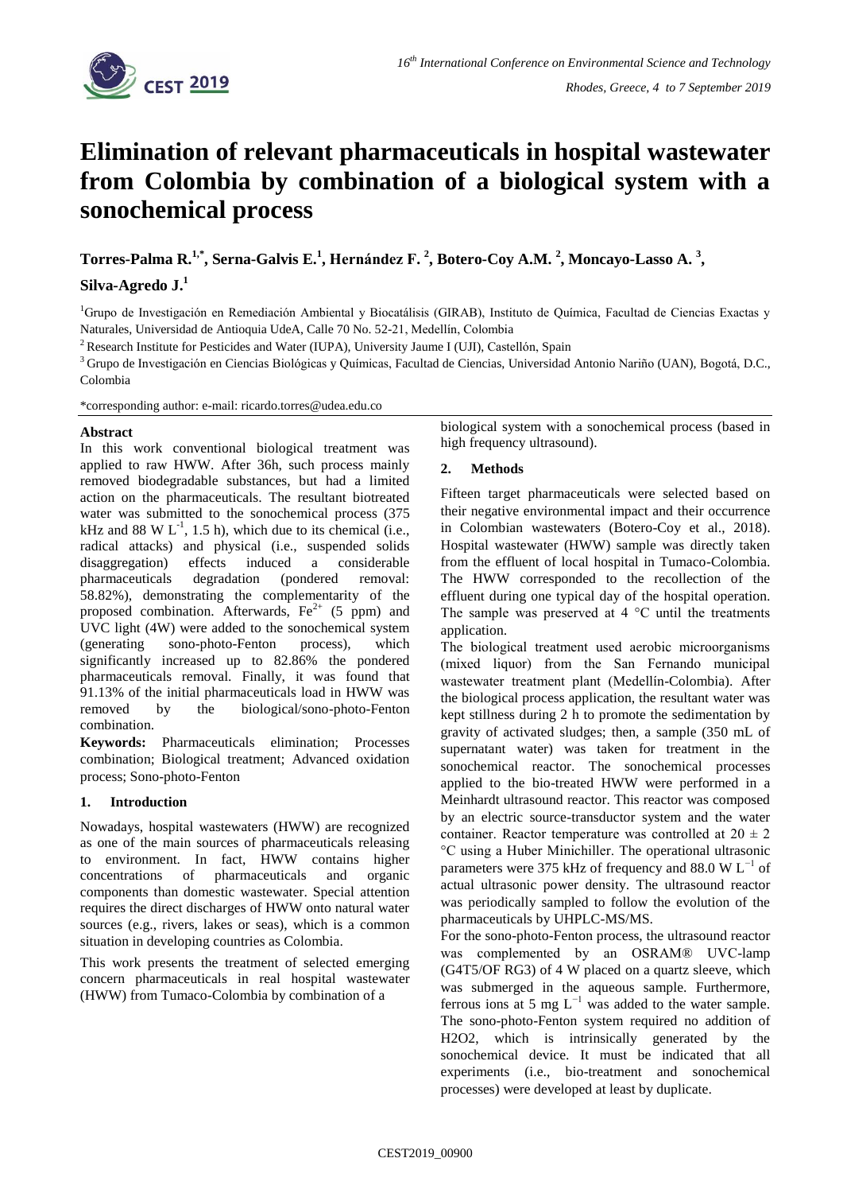# Elimination of relevant pharmaceuticals in hospital wastewater from Colombia by combination of a biological system with a sonochemical process

**Torres-Palma R.[1,*], Serna-Galvis E.[1], Hernández F.[2], Botero-Coy A.M.[2], Moncayo-Lasso A.[3], Silva-Agredo J.[1]**

[1]Grupo de Investigación en Remediación Ambiental y Biocatálisis (GIRAB), Instituto de Química, Facultad de Ciencias Exactas y Naturales, Universidad de Antioquia UdeA, Calle 70 No. 52-21, Medellín, Colombia

[2] Research Institute for Pesticides and Water (IUPA), University Jaume I (UJI), Castellón, Spain

[3] Grupo de Investigación en Ciencias Biológicas y Químicas, Facultad de Ciencias, Universidad Antonio Nariño (UAN), Bogotá, D.C., Colombia

*corresponding author: e-mail: ricardo.torres@udea.edu.co

## Abstract

In this work conventional biological treatment was applied to raw HWW. After 36h, such process mainly removed biodegradable substances, but had a limited action on the pharmaceuticals. The resultant biotreated water was submitted to the sonochemical process (375 kHz and 88 W $L^{-1}$, 1.5 h), which due to its chemical (i.e., radical attacks) and physical (i.e., suspended solids disaggregation) effects induced a considerable pharmaceuticals degradation (pondered removal: 58.82%), demonstrating the complementarity of the proposed combination. Afterwards, $Fe^{2+}$ (5 ppm) and UVC light (4W) were added to the sonochemical system (generating sono-photo-Fenton process), which significantly increased up to 82.86% the pondered pharmaceuticals removal. Finally, it was found that 91.13% of the initial pharmaceuticals load in HWW was removed by the biological/sono-photo-Fenton combination.

**Keywords:** Pharmaceuticals elimination; Processes combination; Biological treatment; Advanced oxidation process; Sono-photo-Fenton

## 1. Introduction

Nowadays, hospital wastewaters (HWW) are recognized as one of the main sources of pharmaceuticals releasing to environment. In fact, HWW contains higher concentrations of pharmaceuticals and organic components than domestic wastewater. Special attention requires the direct discharges of HWW onto natural water sources (e.g., rivers, lakes or seas), which is a common situation in developing countries as Colombia.

This work presents the treatment of selected emerging concern pharmaceuticals in real hospital wastewater (HWW) from Tumaco-Colombia by combination of a biological system with a sonochemical process (based in high frequency ultrasound).

## 2. Methods

Fifteen target pharmaceuticals were selected based on their negative environmental impact and their occurrence in Colombian wastewaters (Botero-Coy et al., 2018). Hospital wastewater (HWW) sample was directly taken from the effluent of local hospital in Tumaco-Colombia. The HWW corresponded to the recollection of the effluent during one typical day of the hospital operation. The sample was preserved at 4 °C until the treatments application.

The biological treatment used aerobic microorganisms (mixed liquor) from the San Fernando municipal wastewater treatment plant (Medellín-Colombia). After the biological process application, the resultant water was kept stillness during 2 h to promote the sedimentation by gravity of activated sludges; then, a sample (350 mL of supernatant water) was taken for treatment in the sonochemical reactor. The sonochemical processes applied to the bio-treated HWW were performed in a Meinhardt ultrasound reactor. This reactor was composed by an electric source-transductor system and the water container. Reactor temperature was controlled at 20 ± 2 °C using a Huber Minichiller. The operational ultrasonic parameters were 375 kHz of frequency and 88.0 W $L^{-1}$ of actual ultrasonic power density. The ultrasound reactor was periodically sampled to follow the evolution of the pharmaceuticals by UHPLC-MS/MS.

For the sono-photo-Fenton process, the ultrasound reactor was complemented by an OSRAM® UVC-lamp (G4T5/OF RG3) of 4 W placed on a quartz sleeve, which was submerged in the aqueous sample. Furthermore, ferrous ions at 5 mg $L^{-1}$ was added to the water sample. The sono-photo-Fenton system required no addition of H2O2, which is intrinsically generated by the sonochemical device. It must be indicated that all experiments (i.e., bio-treatment and sonochemical processes) were developed at least by duplicate.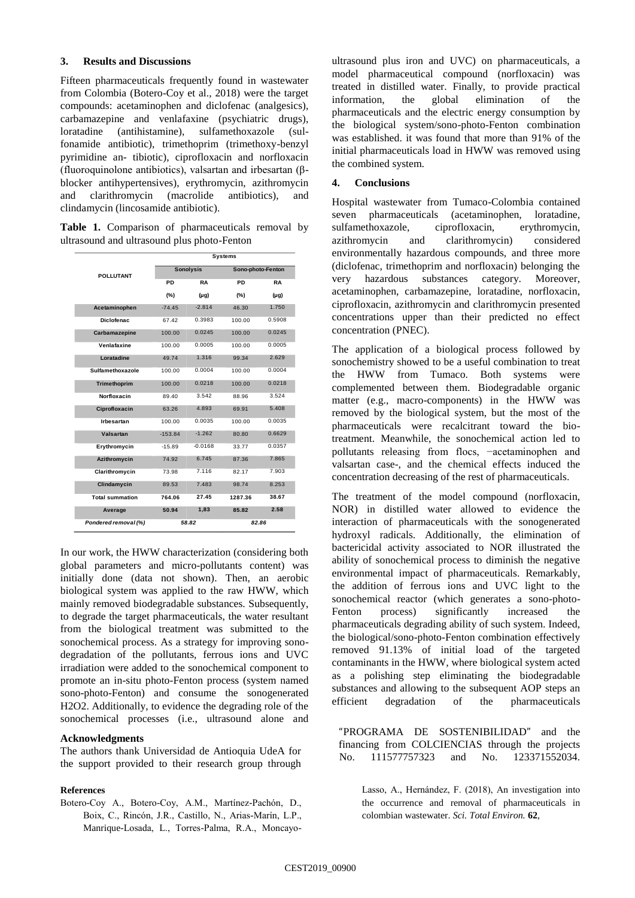## 3. Results and Discussions

Fifteen pharmaceuticals frequently found in wastewater from Colombia (Botero-Coy et al., 2018) were the target compounds: acetaminophen and diclofenac (analgesics), carbamazepine and venlafaxine (psychiatric drugs), loratadine (antihistamine), sulfamethoxazole (sulfonamide antibiotic), trimethoprim (trimethoxy-benzyl pyrimidine an- tibiotic), ciprofloxacin and norfloxacin (fluoroquinolone antibiotics), valsartan and irbesartan (β-blocker antihypertensives), erythromycin, azithromycin and clarithromycin (macrolide antibiotics), and clindamycin (lincosamide antibiotic).

**Table 1.** Comparison of pharmaceuticals removal by ultrasound and ultrasound plus photo-Fenton

| POLLUTANT | Systems | | | |
|---|---|---|---|---|
| | Sonolysis | | Sono-photo-Fenton | |
| | PD (%) | RA (μg) | PD (%) | RA (μg) |
| Acetaminophen | -74.45 | -2.814 | 46.30 | 1.750 |
| Diclofenac | 67.42 | 0.3983 | 100.00 | 0.5908 |
| Carbamazepine | 100.00 | 0.0245 | 100.00 | 0.0245 |
| Venlafaxine | 100.00 | 0.0005 | 100.00 | 0.0005 |
| Loratadine | 49.74 | 1.316 | 99.34 | 2.629 |
| Sulfamethoxazole | 100.00 | 0.0004 | 100.00 | 0.0004 |
| Trimethoprim | 100.00 | 0.0218 | 100.00 | 0.0218 |
| Norfloxacin | 89.40 | 3.542 | 88.96 | 3.524 |
| Ciprofloxacin | 63.26 | 4.893 | 69.91 | 5.408 |
| Irbesartan | 100.00 | 0.0035 | 100.00 | 0.0035 |
| Valsartan | -153.84 | -1.262 | 80.80 | 0.6629 |
| Erythromycin | -15.89 | -0.0168 | 33.77 | 0.0357 |
| Azithromycin | 74.92 | 6.745 | 87.36 | 7.865 |
| Clarithromycin | 73.98 | 7.116 | 82.17 | 7.903 |
| Clindamycin | 89.53 | 7.483 | 98.74 | 8.253 |
| Total summation | 764.06 | 27.45 | 1287.36 | 38.67 |
| Average | 50.94 | 1,83 | 85.82 | 2.58 |
| *Pondered removal (%)* | *58.82* | | *82.86* | |

In our work, the HWW characterization (considering both global parameters and micro-pollutants content) was initially done (data not shown). Then, an aerobic biological system was applied to the raw HWW, which mainly removed biodegradable substances. Subsequently, to degrade the target pharmaceuticals, the water resultant from the biological treatment was submitted to the sonochemical process. As a strategy for improving sono-degradation of the pollutants, ferrous ions and UVC irradiation were added to the sonochemical component to promote an in-situ photo-Fenton process (system named sono-photo-Fenton) and consume the sonogenerated H2O2. Additionally, to evidence the degrading role of the sonochemical processes (i.e., ultrasound alone and ultrasound plus iron and UVC) on pharmaceuticals, a model pharmaceutical compound (norfloxacin) was treated in distilled water. Finally, to provide practical information, the global elimination of the pharmaceuticals and the electric energy consumption by the biological system/sono-photo-Fenton combination was established. it was found that more than 91% of the initial pharmaceuticals load in HWW was removed using the combined system.

## 4. Conclusions

Hospital wastewater from Tumaco-Colombia contained seven pharmaceuticals (acetaminophen, loratadine, sulfamethoxazole, ciprofloxacin, erythromycin, azithromycin and clarithromycin) considered environmentally hazardous compounds, and three more (diclofenac, trimethoprim and norfloxacin) belonging the very hazardous substances category. Moreover, acetaminophen, carbamazepine, loratadine, norfloxacin, ciprofloxacin, azithromycin and clarithromycin presented concentrations upper than their predicted no effect concentration (PNEC).

The application of a biological process followed by sonochemistry showed to be a useful combination to treat the HWW from Tumaco. Both systems were complemented between them. Biodegradable organic matter (e.g., macro-components) in the HWW was removed by the biological system, but the most of the pharmaceuticals were recalcitrant toward the bio-treatment. Meanwhile, the sonochemical action led to pollutants releasing from flocs, −acetaminophen and valsartan case-, and the chemical effects induced the concentration decreasing of the rest of pharmaceuticals.

The treatment of the model compound (norfloxacin, NOR) in distilled water allowed to evidence the interaction of pharmaceuticals with the sonogenerated hydroxyl radicals. Additionally, the elimination of bactericidal activity associated to NOR illustrated the ability of sonochemical process to diminish the negative environmental impact of pharmaceuticals. Remarkably, the addition of ferrous ions and UVC light to the sonochemical reactor (which generates a sono-photo-Fenton process) significantly increased the pharmaceuticals degrading ability of such system. Indeed, the biological/sono-photo-Fenton combination effectively removed 91.13% of initial load of the targeted contaminants in the HWW, where biological system acted as a polishing step eliminating the biodegradable substances and allowing to the subsequent AOP steps an efficient degradation of the pharmaceuticals

## Acknowledgments

The authors thank Universidad de Antioquia UdeA for the support provided to their research group through "PROGRAMA DE SOSTENIBILIDAD" and the financing from COLCIENCIAS through the projects No. 111577757323 and No. 123371552034.

## References

Botero-Coy A., Botero-Coy, A.M., Martínez-Pachón, D., Boix, C., Rincón, J.R., Castillo, N., Arias-Marín, L.P., Manrique-Losada, L., Torres-Palma, R.A., Moncayo-Lasso, A., Hernández, F. (2018), An investigation into the occurrence and removal of pharmaceuticals in colombian wastewater. *Sci. Total Environ.* **62**,